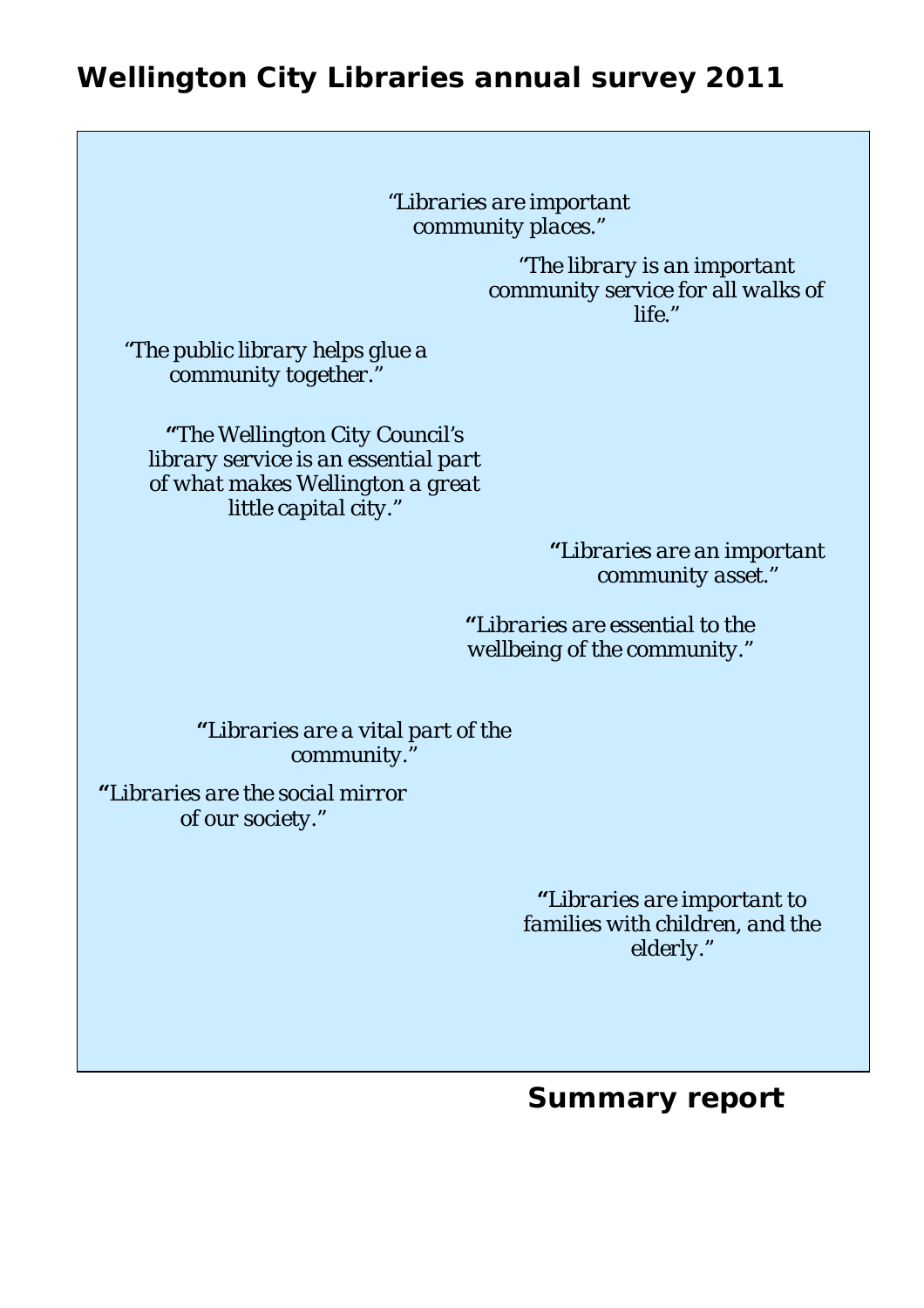# Wellington City Libraries annual survey 2011

*"Libraries are important community places."*

*"The library is an important community service for all walks of life."*

*"The public library helps glue a community together."*

*"The Wellington City Council's library service is an essential part of what makes Wellington a great little capital city."*

*"Libraries are an important community asset."*

*"Libraries are essential to the wellbeing of the community."*

*"Libraries are a vital part of the community."*

*"Libraries are the social mirror of our society."*

*"Libraries are important to families with children, and the elderly."*

## Summary report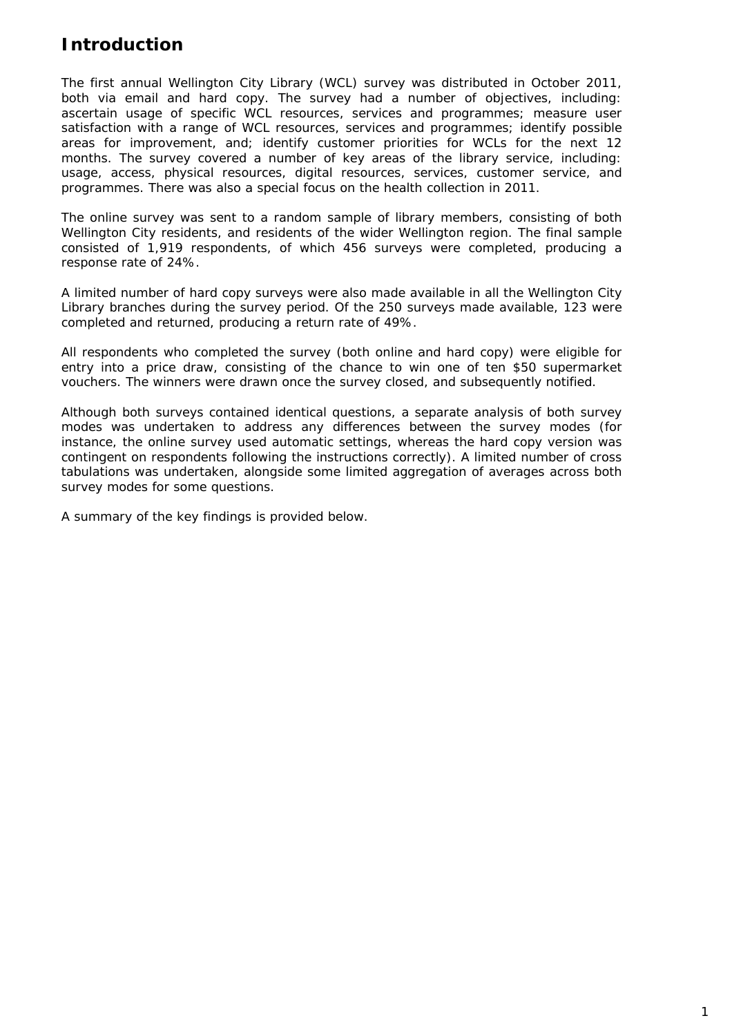# Introduction

The first annual Wellington City Library (WCL) survey was distributed in October 2011, both via email and hard copy. The survey had a number of objectives, including: ascertain usage of specific WCL resources, services and programmes; measure user satisfaction with a range of WCL resources, services and programmes; identify possible areas for improvement, and; identify customer priorities for WCLs for the next 12 months. The survey covered a number of key areas of the library service, including: usage, access, physical resources, digital resources, services, customer service, and programmes. There was also a special focus on the health collection in 2011.

The online survey was sent to a random sample of library members, consisting of both Wellington City residents, and residents of the wider Wellington region. The final sample consisted of 1,919 respondents, of which 456 surveys were completed, producing a response rate of 24%.

A limited number of hard copy surveys were also made available in all the Wellington City Library branches during the survey period. Of the 250 surveys made available, 123 were completed and returned, producing a return rate of 49%.

All respondents who completed the survey (both online and hard copy) were eligible for entry into a price draw, consisting of the chance to win one of ten $50 supermarket vouchers. The winners were drawn once the survey closed, and subsequently notified.

Although both surveys contained identical questions, a separate analysis of both survey modes was undertaken to address any differences between the survey modes (for instance, the online survey used automatic settings, whereas the hard copy version was contingent on respondents following the instructions correctly). A limited number of cross tabulations was undertaken, alongside some limited aggregation of averages across both survey modes for some questions.

A summary of the key findings is provided below.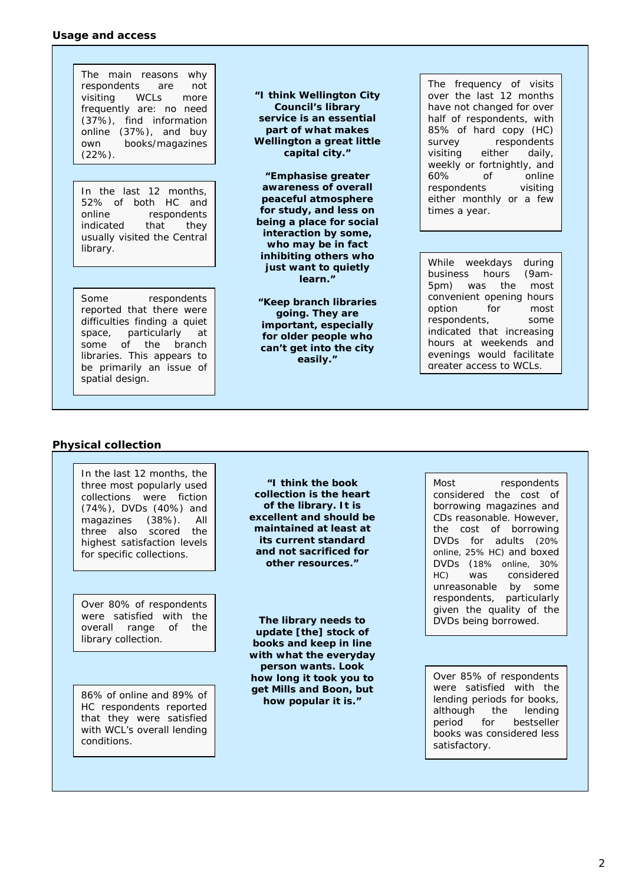**Usage and access**

The main reasons why respondents are not visiting WCLs more frequently are: no need (37%), find information online (37%), and buy own books/magazines (22%).

In the last 12 months, 52% of both HC and online respondents indicated that they usually visited the Central library.

Some respondents reported that there were difficulties finding a quiet space, particularly at some of the branch libraries. This appears to be primarily an issue of spatial design.

**"I think Wellington City Council's library service is an essential part of what makes Wellington a great little capital city."**

**"Emphasise greater awareness of overall peaceful atmosphere for study, and less on being a place for social interaction by some, who may be in fact inhibiting others who just want to quietly learn."**

**"Keep branch libraries going. They are important, especially for older people who can't get into the city easily."**

The frequency of visits over the last 12 months have not changed for over half of respondents, with 85% of hard copy (HC) survey respondents visiting either daily, weekly or fortnightly, and 60% of online respondents visiting either monthly or a few times a year.

While weekdays during business hours (9am-5pm) was the most convenient opening hours option for most respondents, some indicated that increasing hours at weekends and evenings would facilitate greater access to WCLs.

**Physical collection**

In the last 12 months, the three most popularly used collections were fiction (74%), DVDs (40%) and magazines (38%). All three also scored the highest satisfaction levels for specific collections.

Over 80% of respondents were satisfied with the overall range of the library collection.

86% of online and 89% of HC respondents reported that they were satisfied with WCL's overall lending conditions.

**"I think the book collection is the heart of the library. It is excellent and should be maintained at least at its current standard and not sacrificed for other resources."**

**The library needs to update [the] stock of books and keep in line with what the everyday person wants. Look how long it took you to get Mills and Boon, but how popular it is."**

Most respondents considered the cost of borrowing magazines and CDs reasonable. However, the cost of borrowing DVDs for adults (20% online, 25% HC) and boxed DVDs (18% online, 30% HC) was considered unreasonable by some respondents, particularly given the quality of the DVDs being borrowed.

Over 85% of respondents were satisfied with the lending periods for books, although the lending period for bestseller books was considered less satisfactory.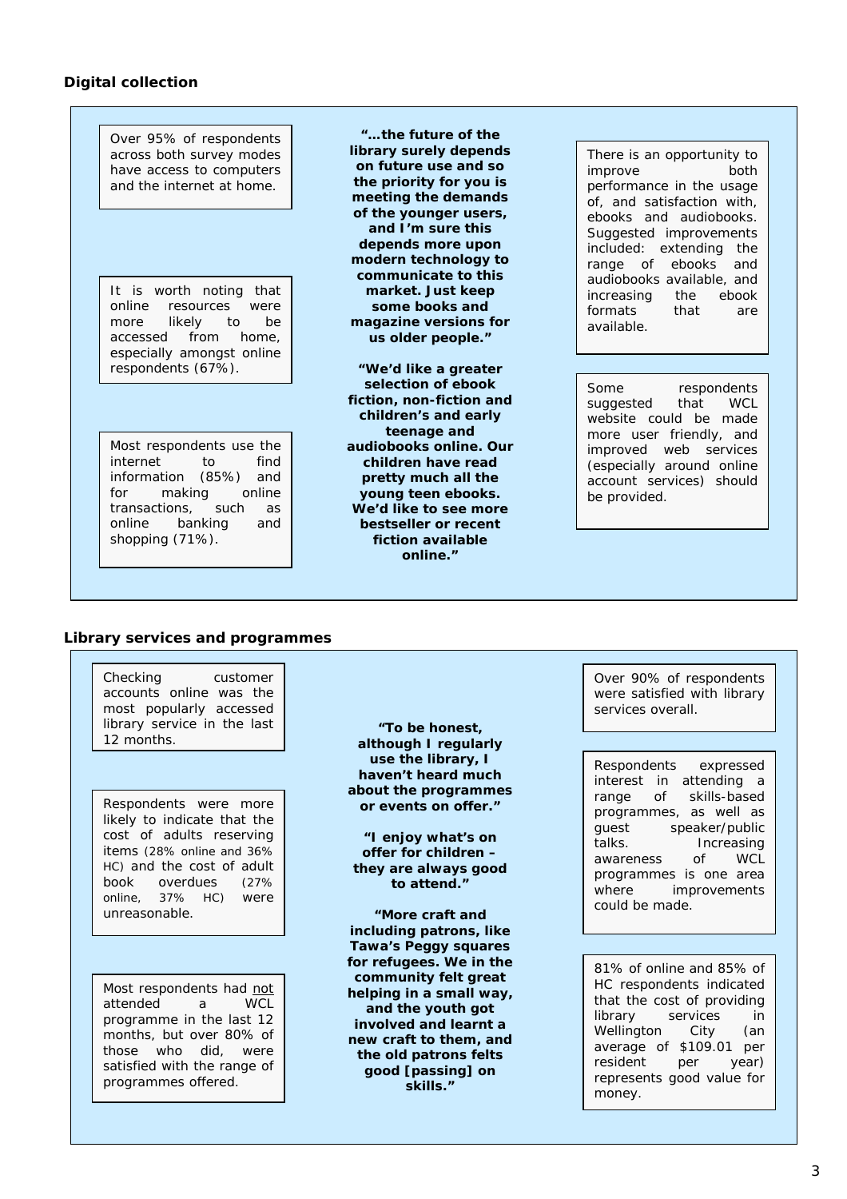## Digital collection

Over 95% of respondents across both survey modes have access to computers and the internet at home.

It is worth noting that online resources were more likely to be accessed from home, especially amongst online respondents (67%).

Most respondents use the internet to find information (85%) and for making online transactions, such as online banking and shopping (71%).

**"…the future of the library surely depends on future use and so the priority for you is meeting the demands of the younger users, and I'm sure this depends more upon modern technology to communicate to this market. Just keep some books and magazine versions for us older people."**

**"We'd like a greater selection of ebook fiction, non-fiction and children's and early teenage and audiobooks online. Our children have read pretty much all the young teen ebooks. We'd like to see more bestseller or recent fiction available online."**

There is an opportunity to improve both performance in the usage of, and satisfaction with, ebooks and audiobooks. Suggested improvements included: extending the range of ebooks and audiobooks available, and increasing the ebook formats that are available.

Some respondents suggested that WCL website could be made more user friendly, and improved web services (especially around online account services) should be provided.

## Library services and programmes

Checking customer accounts online was the most popularly accessed library service in the last 12 months.

Respondents were more likely to indicate that the cost of adults reserving items (28% online and 36% HC) and the cost of adult book overdues (27% online, 37% HC) were unreasonable.

Most respondents had not attended a WCL programme in the last 12 months, but over 80% of those who did, were satisfied with the range of programmes offered.

**"To be honest, although I regularly use the library, I haven't heard much about the programmes or events on offer."**

**"I enjoy what's on offer for children – they are always good to attend."**

**"More craft and including patrons, like Tawa's Peggy squares for refugees. We in the community felt great helping in a small way, and the youth got involved and learnt a new craft to them, and the old patrons felts good [passing] on skills."**

Over 90% of respondents were satisfied with library services overall.

Respondents expressed interest in attending a range of skills-based programmes, as well as guest speaker/public talks. Increasing awareness of WCL programmes is one area where improvements could be made.

81% of online and 85% of HC respondents indicated that the cost of providing library services in Wellington City (an average of $109.01 per resident per year) represents good value for money.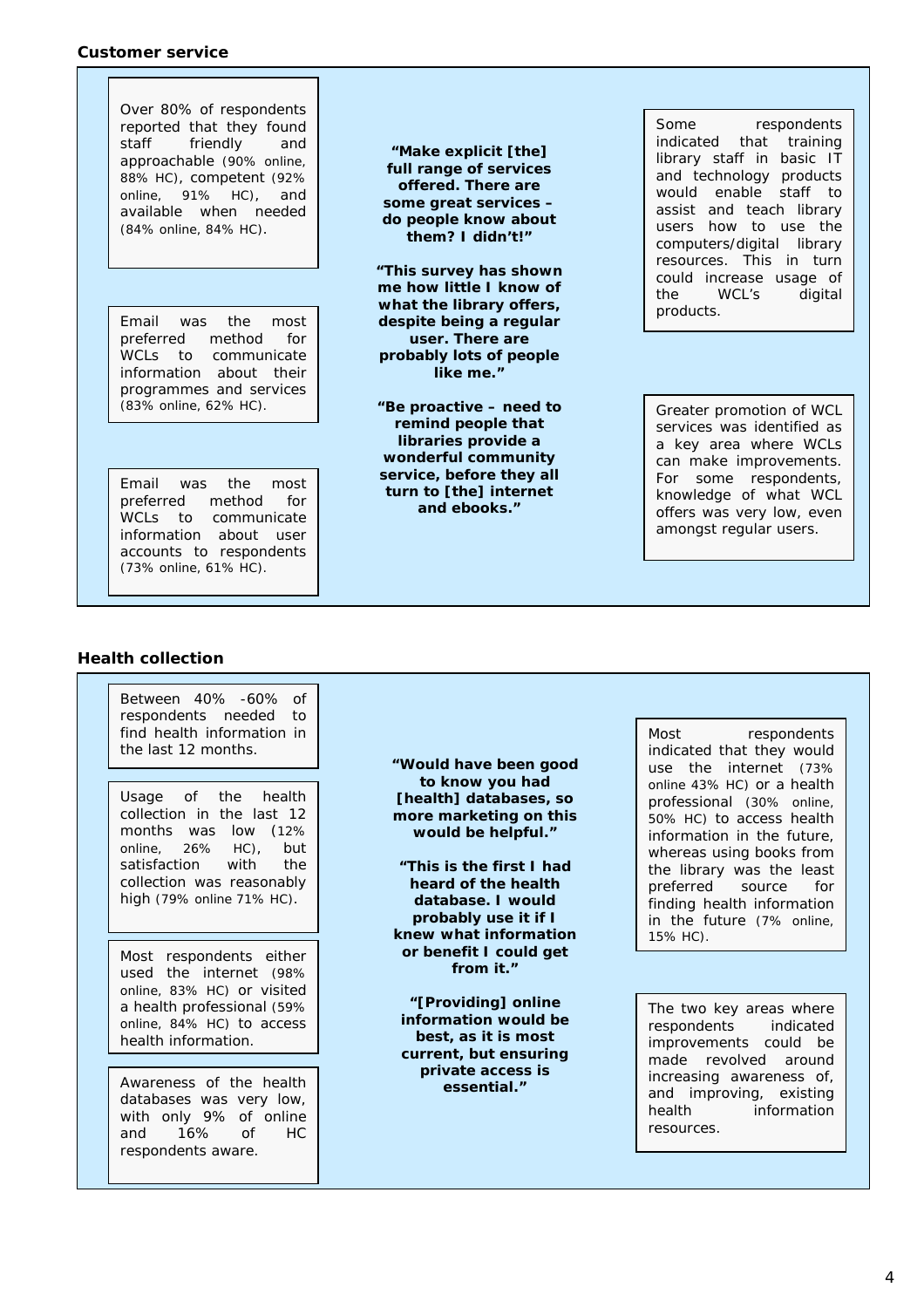### Customer service

Over 80% of respondents reported that they found staff friendly and approachable (90% online, 88% HC), competent (92% online, 91% HC), and available when needed (84% online, 84% HC).

Email was the most preferred method for WCLs to communicate information about their programmes and services (83% online, 62% HC).

Email was the most preferred method for WCLs to communicate information about user accounts to respondents (73% online, 61% HC).

**"Make explicit [the] full range of services offered. There are some great services – do people know about them? I didn't!"**

**"This survey has shown me how little I know of what the library offers, despite being a regular user. There are probably lots of people like me."**

**"Be proactive – need to remind people that libraries provide a wonderful community service, before they all turn to [the] internet and ebooks."**

Some respondents indicated that training library staff in basic IT and technology products would enable staff to assist and teach library users how to use the computers/digital library resources. This in turn could increase usage of the WCL's digital products.

Greater promotion of WCL services was identified as a key area where WCLs can make improvements. For some respondents, knowledge of what WCL offers was very low, even amongst regular users.

### Health collection

Between 40% -60% of respondents needed to find health information in the last 12 months.

Usage of the health collection in the last 12 months was low (12% online, 26% HC), but satisfaction with the collection was reasonably high (79% online 71% HC).

Most respondents either used the internet (98% online, 83% HC) or visited a health professional (59% online, 84% HC) to access health information.

Awareness of the health databases was very low, with only 9% of online and 16% of HC respondents aware.

**"Would have been good to know you had [health] databases, so more marketing on this would be helpful."**

**"This is the first I had heard of the health database. I would probably use it if I knew what information or benefit I could get from it."**

**"[Providing] online information would be best, as it is most current, but ensuring private access is essential."**

Most respondents indicated that they would use the internet (73% online 43% HC) or a health professional (30% online, 50% HC) to access health information in the future, whereas using books from the library was the least preferred source for finding health information in the future (7% online, 15% HC).

The two key areas where respondents indicated improvements could be made revolved around increasing awareness of, and improving, existing health information resources.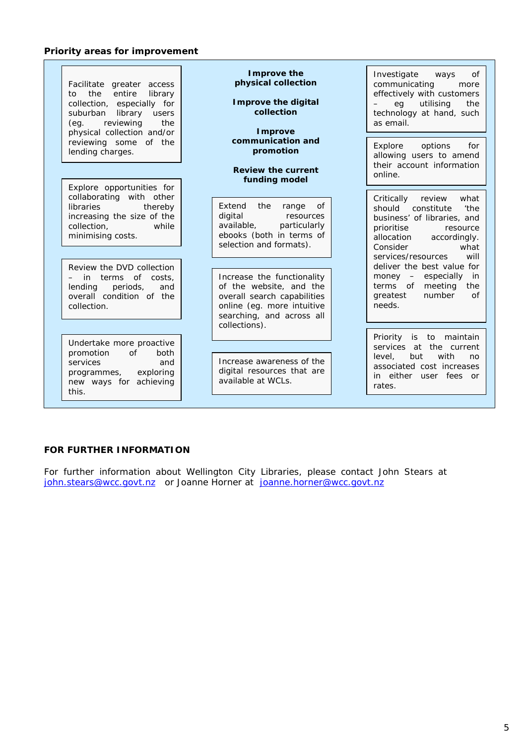**Priority areas for improvement**

**Improve the physical collection**

**Improve the digital collection**

**Improve communication and promotion**

**Review the current funding model**

Facilitate greater access to the entire library collection, especially for suburban library users (eg. reviewing the physical collection and/or reviewing some of the lending charges.

Explore opportunities for collaborating with other libraries thereby increasing the size of the collection, while minimising costs.

Review the DVD collection – in terms of costs, lending periods, and overall condition of the collection.

Undertake more proactive promotion of both services and programmes, exploring new ways for achieving this.

Extend the range of digital resources available, particularly ebooks (both in terms of selection and formats).

Increase the functionality of the website, and the overall search capabilities online (eg. more intuitive searching, and across all collections).

Increase awareness of the digital resources that are available at WCLs.

Investigate ways of communicating more effectively with customers – eg utilising the technology at hand, such as email.

Explore options for allowing users to amend their account information online.

Critically review what should constitute 'the business' of libraries, and prioritise resource allocation accordingly. Consider what services/resources will deliver the best value for money – especially in terms of meeting the greatest number of needs.

Priority is to maintain services at the current level, but with no associated cost increases in either user fees or rates.

## FOR FURTHER INFORMATION

For further information about Wellington City Libraries, please contact John Stears at john.stears@wcc.govt.nz or Joanne Horner at joanne.horner@wcc.govt.nz